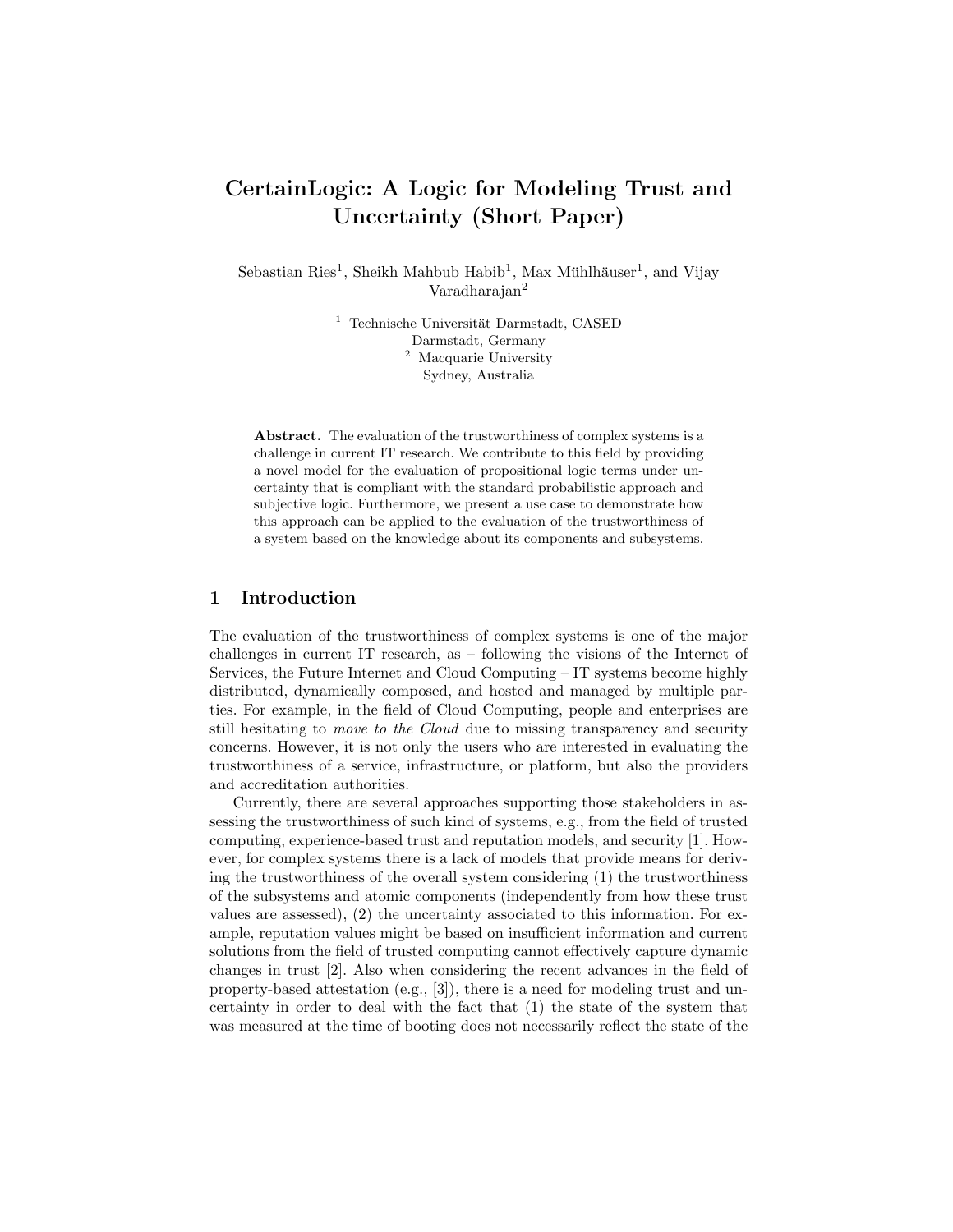# CertainLogic: A Logic for Modeling Trust and Uncertainty (Short Paper)

Sebastian Ries[1], Sheikh Mahbub Habib[1], Max Mühlhäuser[1], and Vijay Varadharajan[2]

[1] Technische Universität Darmstadt, CASED
Darmstadt, Germany
[2] Macquarie University
Sydney, Australia

**Abstract.** The evaluation of the trustworthiness of complex systems is a challenge in current IT research. We contribute to this field by providing a novel model for the evaluation of propositional logic terms under uncertainty that is compliant with the standard probabilistic approach and subjective logic. Furthermore, we present a use case to demonstrate how this approach can be applied to the evaluation of the trustworthiness of a system based on the knowledge about its components and subsystems.

## 1 Introduction

The evaluation of the trustworthiness of complex systems is one of the major challenges in current IT research, as – following the visions of the Internet of Services, the Future Internet and Cloud Computing – IT systems become highly distributed, dynamically composed, and hosted and managed by multiple parties. For example, in the field of Cloud Computing, people and enterprises are still hesitating to *move to the Cloud* due to missing transparency and security concerns. However, it is not only the users who are interested in evaluating the trustworthiness of a service, infrastructure, or platform, but also the providers and accreditation authorities.

Currently, there are several approaches supporting those stakeholders in assessing the trustworthiness of such kind of systems, e.g., from the field of trusted computing, experience-based trust and reputation models, and security [1]. However, for complex systems there is a lack of models that provide means for deriving the trustworthiness of the overall system considering (1) the trustworthiness of the subsystems and atomic components (independently from how these trust values are assessed), (2) the uncertainty associated to this information. For example, reputation values might be based on insufficient information and current solutions from the field of trusted computing cannot effectively capture dynamic changes in trust [2]. Also when considering the recent advances in the field of property-based attestation (e.g., [3]), there is a need for modeling trust and uncertainty in order to deal with the fact that (1) the state of the system that was measured at the time of booting does not necessarily reflect the state of the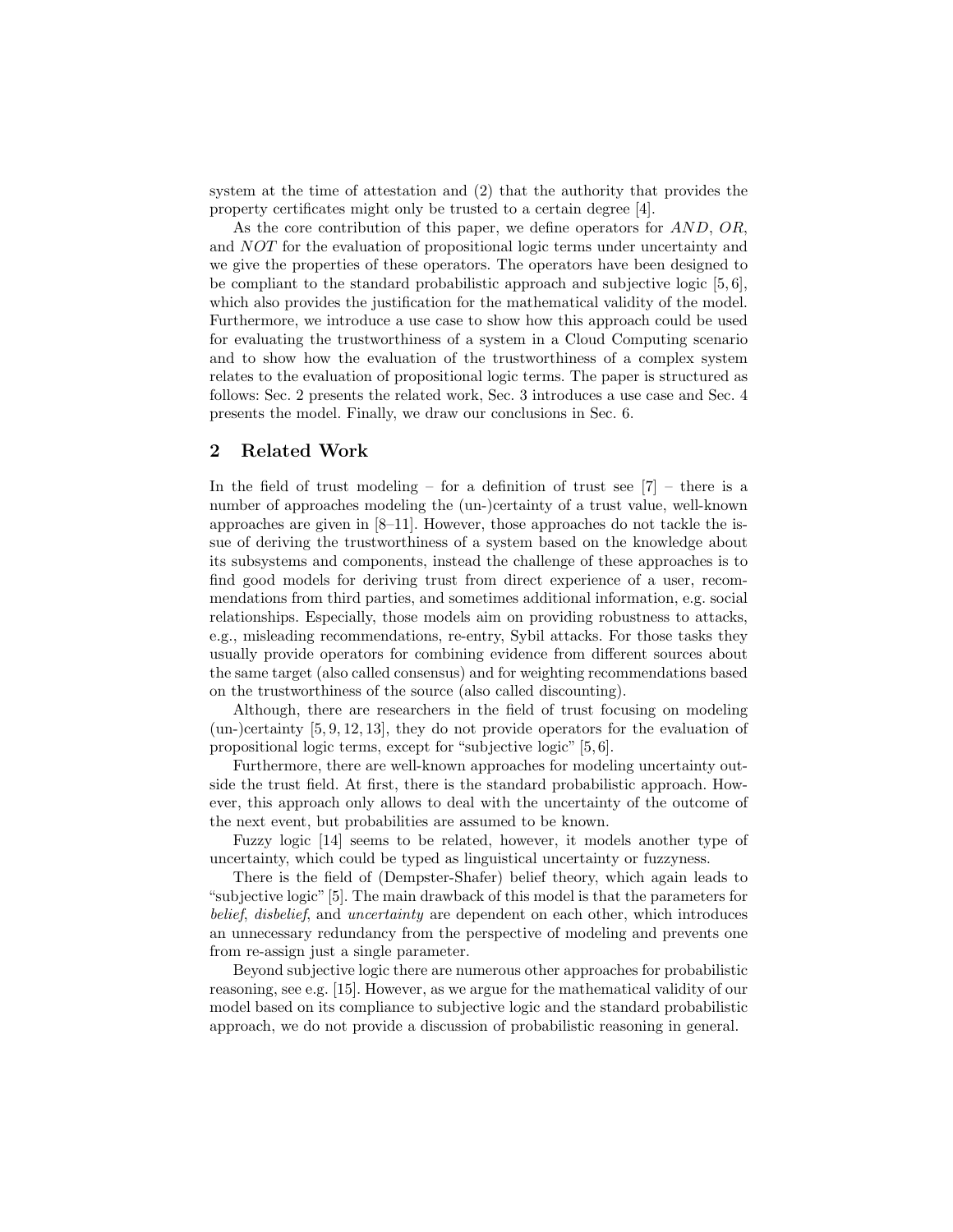system at the time of attestation and (2) that the authority that provides the property certificates might only be trusted to a certain degree [4].

As the core contribution of this paper, we define operators for $AND$, $OR$, and $NOT$ for the evaluation of propositional logic terms under uncertainty and we give the properties of these operators. The operators have been designed to be compliant to the standard probabilistic approach and subjective logic [5, 6], which also provides the justification for the mathematical validity of the model. Furthermore, we introduce a use case to show how this approach could be used for evaluating the trustworthiness of a system in a Cloud Computing scenario and to show how the evaluation of the trustworthiness of a complex system relates to the evaluation of propositional logic terms. The paper is structured as follows: Sec. 2 presents the related work, Sec. 3 introduces a use case and Sec. 4 presents the model. Finally, we draw our conclusions in Sec. 6.

## 2 Related Work

In the field of trust modeling – for a definition of trust see [7] – there is a number of approaches modeling the (un-)certainty of a trust value, well-known approaches are given in [8–11]. However, those approaches do not tackle the issue of deriving the trustworthiness of a system based on the knowledge about its subsystems and components, instead the challenge of these approaches is to find good models for deriving trust from direct experience of a user, recommendations from third parties, and sometimes additional information, e.g. social relationships. Especially, those models aim on providing robustness to attacks, e.g., misleading recommendations, re-entry, Sybil attacks. For those tasks they usually provide operators for combining evidence from different sources about the same target (also called consensus) and for weighting recommendations based on the trustworthiness of the source (also called discounting).

Although, there are researchers in the field of trust focusing on modeling (un-)certainty [5, 9, 12, 13], they do not provide operators for the evaluation of propositional logic terms, except for "subjective logic" [5, 6].

Furthermore, there are well-known approaches for modeling uncertainty outside the trust field. At first, there is the standard probabilistic approach. However, this approach only allows to deal with the uncertainty of the outcome of the next event, but probabilities are assumed to be known.

Fuzzy logic [14] seems to be related, however, it models another type of uncertainty, which could be typed as linguistical uncertainty or fuzzyness.

There is the field of (Dempster-Shafer) belief theory, which again leads to "subjective logic" [5]. The main drawback of this model is that the parameters for *belief*, *disbelief*, and *uncertainty* are dependent on each other, which introduces an unnecessary redundancy from the perspective of modeling and prevents one from re-assign just a single parameter.

Beyond subjective logic there are numerous other approaches for probabilistic reasoning, see e.g. [15]. However, as we argue for the mathematical validity of our model based on its compliance to subjective logic and the standard probabilistic approach, we do not provide a discussion of probabilistic reasoning in general.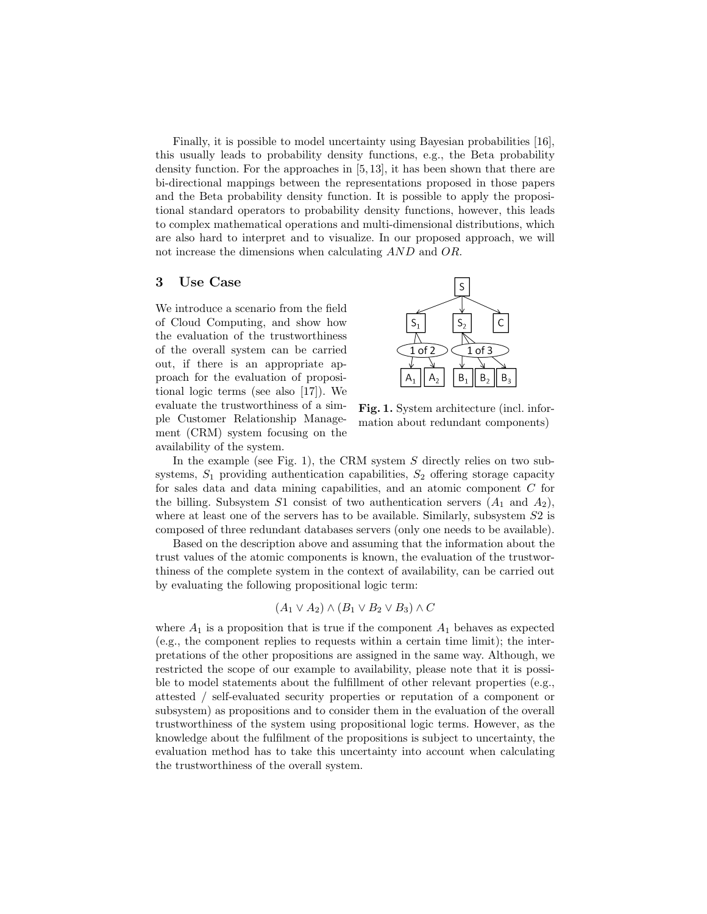Finally, it is possible to model uncertainty using Bayesian probabilities [16], this usually leads to probability density functions, e.g., the Beta probability density function. For the approaches in [5, 13], it has been shown that there are bi-directional mappings between the representations proposed in those papers and the Beta probability density function. It is possible to apply the propositional standard operators to probability density functions, however, this leads to complex mathematical operations and multi-dimensional distributions, which are also hard to interpret and to visualize. In our proposed approach, we will not increase the dimensions when calculating $AND$ and $OR$.

## 3 Use Case

We introduce a scenario from the field of Cloud Computing, and show how the evaluation of the trustworthiness of the overall system can be carried out, if there is an appropriate approach for the evaluation of propositional logic terms (see also [17]). We evaluate the trustworthiness of a simple Customer Relationship Management (CRM) system focusing on the availability of the system.

S

S1 S2 C

1 of 2 1 of 3

A1 A2 B1 B2 B3

**Fig. 1.** System architecture (incl. information about redundant components)

In the example (see Fig. 1), the CRM system $S$ directly relies on two subsystems, $S_1$ providing authentication capabilities, $S_2$ offering storage capacity for sales data and data mining capabilities, and an atomic component $C$ for the billing. Subsystem $S1$ consist of two authentication servers ($A_1$ and $A_2$), where at least one of the servers has to be available. Similarly, subsystem $S2$ is composed of three redundant databases servers (only one needs to be available).

Based on the description above and assuming that the information about the trust values of the atomic components is known, the evaluation of the trustworthiness of the complete system in the context of availability, can be carried out by evaluating the following propositional logic term:

$$(A_1 \vee A_2) \wedge (B_1 \vee B_2 \vee B_3) \wedge C$$

where $A_1$ is a proposition that is true if the component $A_1$ behaves as expected (e.g., the component replies to requests within a certain time limit); the interpretations of the other propositions are assigned in the same way. Although, we restricted the scope of our example to availability, please note that it is possible to model statements about the fulfillment of other relevant properties (e.g., attested / self-evaluated security properties or reputation of a component or subsystem) as propositions and to consider them in the evaluation of the overall trustworthiness of the system using propositional logic terms. However, as the knowledge about the fulfilment of the propositions is subject to uncertainty, the evaluation method has to take this uncertainty into account when calculating the trustworthiness of the overall system.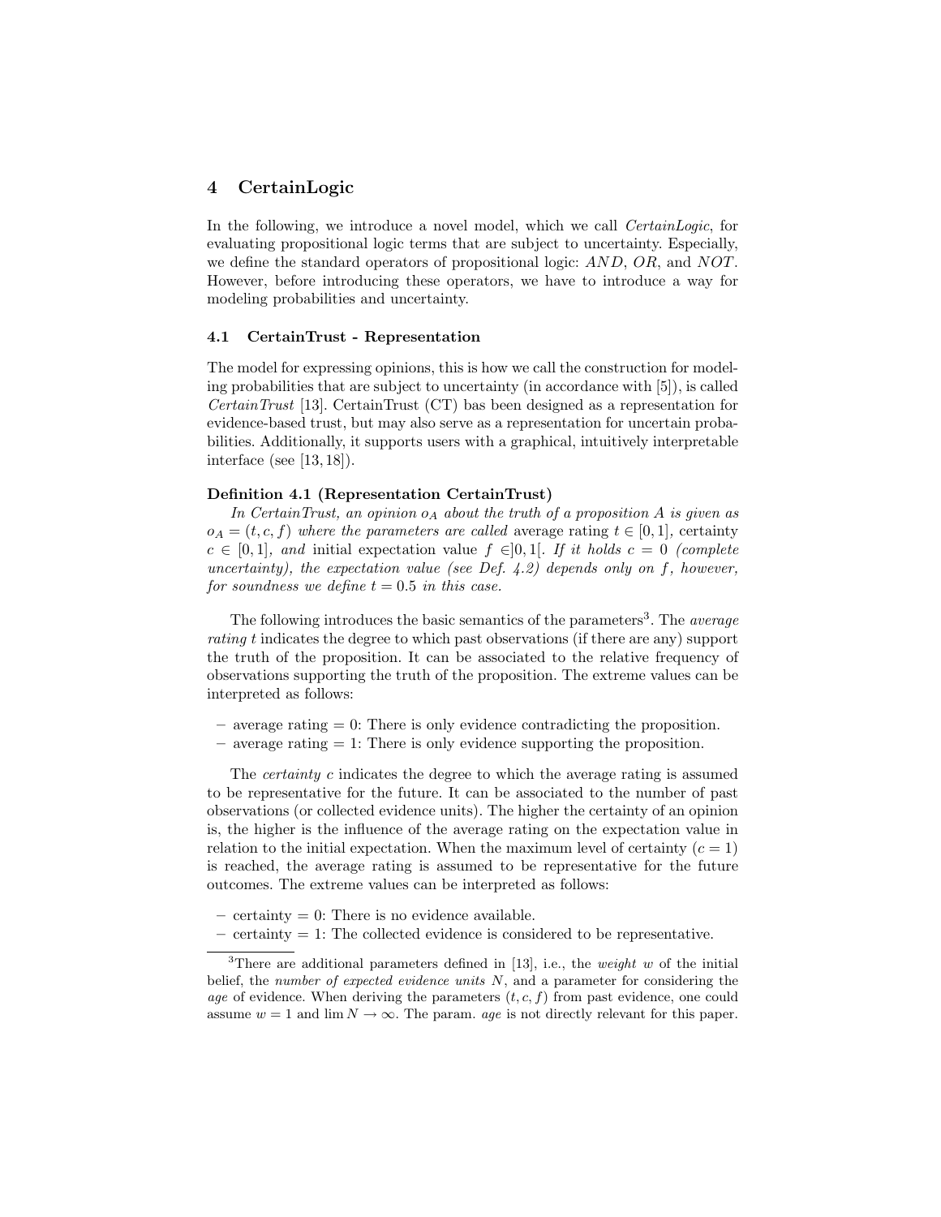## 4 CertainLogic

In the following, we introduce a novel model, which we call *CertainLogic*, for evaluating propositional logic terms that are subject to uncertainty. Especially, we define the standard operators of propositional logic: *AND*, *OR*, and *NOT*. However, before introducing these operators, we have to introduce a way for modeling probabilities and uncertainty.

### 4.1 CertainTrust - Representation

The model for expressing opinions, this is how we call the construction for modeling probabilities that are subject to uncertainty (in accordance with [5]), is called *CertainTrust* [13]. CertainTrust (CT) bas been designed as a representation for evidence-based trust, but may also serve as a representation for uncertain probabilities. Additionally, it supports users with a graphical, intuitively interpretable interface (see [13, 18]).

**Definition 4.1 (Representation CertainTrust)**

*In CertainTrust, an opinion $o_A$ about the truth of a proposition A is given as $o_A = (t, c, f)$ where the parameters are called* average rating $t \in [0, 1]$, certainty $c \in [0, 1]$, *and* initial expectation value $f \in ]0, 1[$. *If it holds $c = 0$ (complete uncertainty), the expectation value (see Def. 4.2) depends only on f, however, for soundness we define $t = 0.5$ in this case.*

The following introduces the basic semantics of the parameters[3]. The *average rating* t indicates the degree to which past observations (if there are any) support the truth of the proposition. It can be associated to the relative frequency of observations supporting the truth of the proposition. The extreme values can be interpreted as follows:

- average rating = 0: There is only evidence contradicting the proposition.
- average rating = 1: There is only evidence supporting the proposition.

The *certainty* c indicates the degree to which the average rating is assumed to be representative for the future. It can be associated to the number of past observations (or collected evidence units). The higher the certainty of an opinion is, the higher is the influence of the average rating on the expectation value in relation to the initial expectation. When the maximum level of certainty ($c = 1$) is reached, the average rating is assumed to be representative for the future outcomes. The extreme values can be interpreted as follows:

- certainty = 0: There is no evidence available.
- certainty = 1: The collected evidence is considered to be representative.

[3] There are additional parameters defined in [13], i.e., the *weight* w of the initial belief, the *number of expected evidence units* N, and a parameter for considering the *age* of evidence. When deriving the parameters $(t, c, f)$ from past evidence, one could assume $w = 1$ and $\lim N \to \infty$. The param. *age* is not directly relevant for this paper.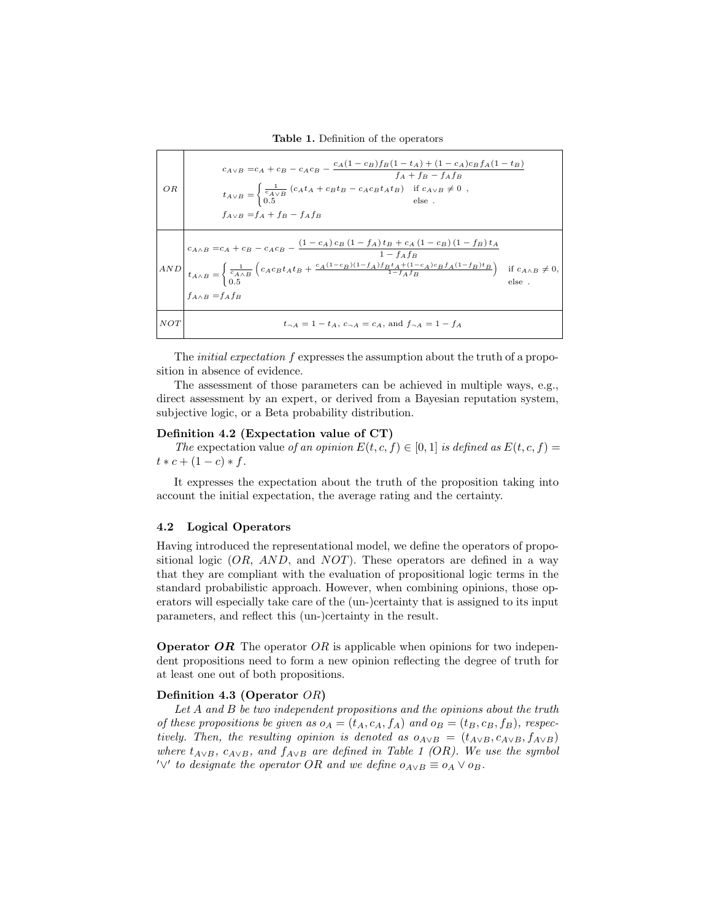**Table 1.** Definition of the operators

| | |
|---|---|
| $OR$ | $c_{A\vee B} = c_A + c_B - c_A c_B - \frac{c_A(1-c_B)f_B(1-t_A) + (1-c_A)c_B f_A(1-t_B)}{f_A + f_B - f_A f_B}$ <br> $t_{A\vee B} = \begin{cases} \frac{1}{c_{A\vee B}}\left(c_A t_A + c_B t_B - c_A c_B t_A t_B\right) & \text{if } c_{A\vee B} \neq 0 \ , \\ 0.5 & \text{else} \ . \end{cases}$ <br> $f_{A\vee B} = f_A + f_B - f_A f_B$ |
| $AND$ | $c_{A\wedge B} = c_A + c_B - c_A c_B - \frac{(1-c_A)\, c_B\, (1-f_A)\, t_B + c_A\, (1-c_B)\, (1-f_B)\, t_A}{1 - f_A f_B}$ <br> $t_{A\wedge B} = \begin{cases} \frac{1}{c_{A\wedge B}}\left(c_A c_B t_A t_B + \frac{c_A(1-c_B)(1-f_A)f_B t_A + (1-c_A)c_B f_A(1-f_B)t_B}{1-f_A f_B}\right) & \text{if } c_{A\wedge B} \neq 0, \\ 0.5 & \text{else} \ . \end{cases}$ <br> $f_{A\wedge B} = f_A f_B$ |
| $NOT$ | $t_{\neg A} = 1 - t_A$, $c_{\neg A} = c_A$, and $f_{\neg A} = 1 - f_A$ |

The *initial expectation* $f$ expresses the assumption about the truth of a proposition in absence of evidence.

The assessment of those parameters can be achieved in multiple ways, e.g., direct assessment by an expert, or derived from a Bayesian reputation system, subjective logic, or a Beta probability distribution.

**Definition 4.2 (Expectation value of CT)**
*The* expectation value *of an opinion $E(t, c, f) \in [0, 1]$ is defined as $E(t, c, f) = t * c + (1 - c) * f$.*

It expresses the expectation about the truth of the proposition taking into account the initial expectation, the average rating and the certainty.

### 4.2 Logical Operators

Having introduced the representational model, we define the operators of propositional logic ($OR$, $AND$, and $NOT$). These operators are defined in a way that they are compliant with the evaluation of propositional logic terms in the standard probabilistic approach. However, when combining opinions, those operators will especially take care of the (un-)certainty that is assigned to its input parameters, and reflect this (un-)certainty in the result.

**Operator *OR*** The operator $OR$ is applicable when opinions for two independent propositions need to form a new opinion reflecting the degree of truth for at least one out of both propositions.

**Definition 4.3 (Operator $OR$)**
*Let $A$ and $B$ be two independent propositions and the opinions about the truth of these propositions be given as $o_A = (t_A, c_A, f_A)$ and $o_B = (t_B, c_B, f_B)$, respectively. Then, the resulting opinion is denoted as $o_{A\vee B} = (t_{A\vee B}, c_{A\vee B}, f_{A\vee B})$ where $t_{A\vee B}$, $c_{A\vee B}$, and $f_{A\vee B}$ are defined in Table 1 ($OR$). We use the symbol $'\vee'$ to designate the operator $OR$ and we define $o_{A\vee B} \equiv o_A \vee o_B$.*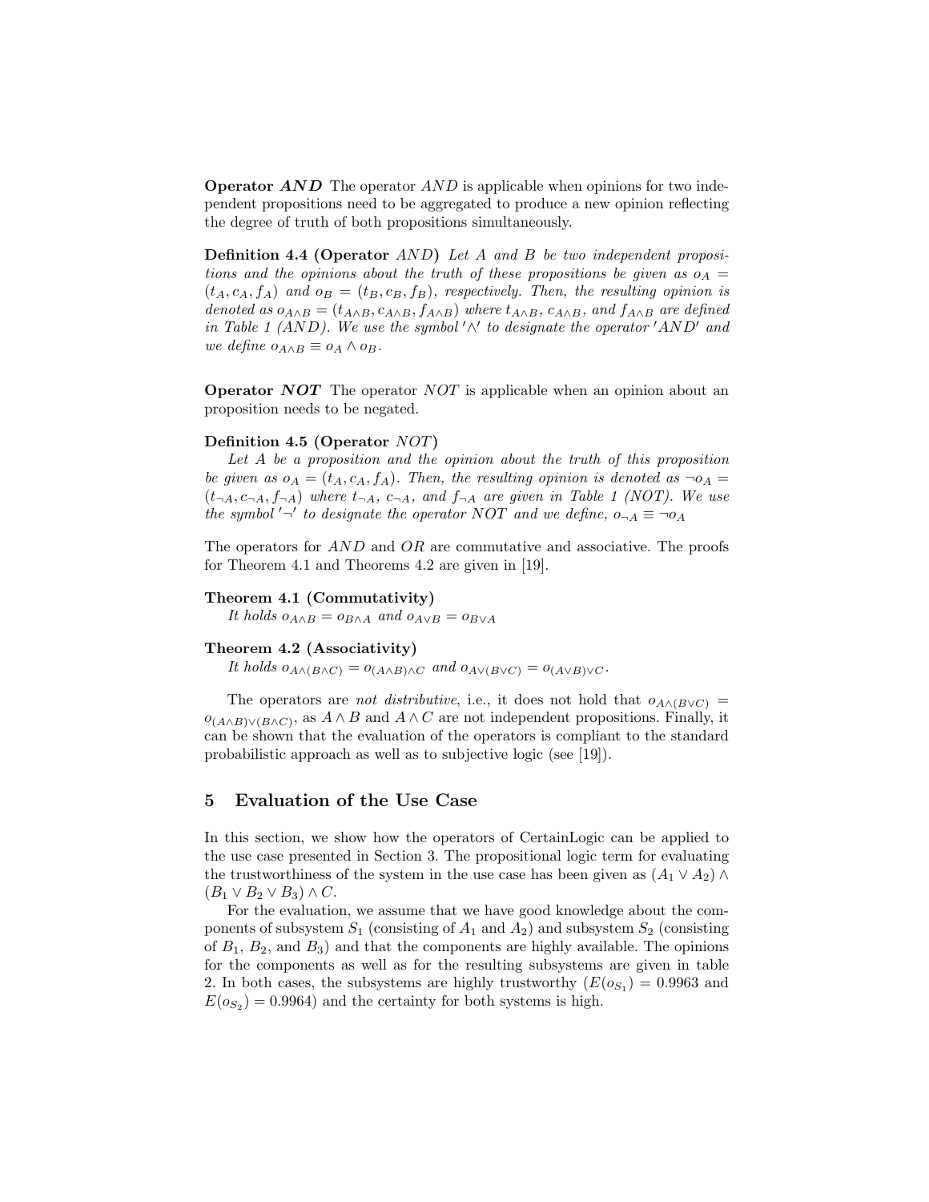**Operator *AND*** The operator $AND$ is applicable when opinions for two independent propositions need to be aggregated to produce a new opinion reflecting the degree of truth of both propositions simultaneously.

**Definition 4.4 (Operator** $AND$**)** *Let $A$ and $B$ be two independent propositions and the opinions about the truth of these propositions be given as $o_A = (t_A, c_A, f_A)$ and $o_B = (t_B, c_B, f_B)$, respectively. Then, the resulting opinion is denoted as $o_{A \wedge B} = (t_{A \wedge B}, c_{A \wedge B}, f_{A \wedge B})$ where $t_{A \wedge B}$, $c_{A \wedge B}$, and $f_{A \wedge B}$ are defined in Table 1 (AND). We use the symbol $'\wedge'$ to designate the operator $'AND'$ and we define $o_{A \wedge B} \equiv o_A \wedge o_B$.*

**Operator *NOT*** The operator $NOT$ is applicable when an opinion about an proposition needs to be negated.

**Definition 4.5 (Operator** $NOT$**)**
*Let $A$ be a proposition and the opinion about the truth of this proposition be given as $o_A = (t_A, c_A, f_A)$. Then, the resulting opinion is denoted as $\neg o_A = (t_{\neg A}, c_{\neg A}, f_{\neg A})$ where $t_{\neg A}$, $c_{\neg A}$, and $f_{\neg A}$ are given in Table 1 (NOT). We use the symbol $'\neg'$ to designate the operator NOT and we define, $o_{\neg A} \equiv \neg o_A$*

The operators for $AND$ and $OR$ are commutative and associative. The proofs for Theorem 4.1 and Theorems 4.2 are given in [19].

**Theorem 4.1 (Commutativity)**
*It holds $o_{A \wedge B} = o_{B \wedge A}$ and $o_{A \vee B} = o_{B \vee A}$*

**Theorem 4.2 (Associativity)**
*It holds $o_{A \wedge (B \wedge C)} = o_{(A \wedge B) \wedge C}$ and $o_{A \vee (B \vee C)} = o_{(A \vee B) \vee C}$.*

The operators are *not distributive*, i.e., it does not hold that $o_{A \wedge (B \vee C)} = o_{(A \wedge B) \vee (B \wedge C)}$, as $A \wedge B$ and $A \wedge C$ are not independent propositions. Finally, it can be shown that the evaluation of the operators is compliant to the standard probabilistic approach as well as to subjective logic (see [19]).

## 5 Evaluation of the Use Case

In this section, we show how the operators of CertainLogic can be applied to the use case presented in Section 3. The propositional logic term for evaluating the trustworthiness of the system in the use case has been given as $(A_1 \vee A_2) \wedge (B_1 \vee B_2 \vee B_3) \wedge C$.

For the evaluation, we assume that we have good knowledge about the components of subsystem $S_1$ (consisting of $A_1$ and $A_2$) and subsystem $S_2$ (consisting of $B_1$, $B_2$, and $B_3$) and that the components are highly available. The opinions for the components as well as for the resulting subsystems are given in table 2. In both cases, the subsystems are highly trustworthy ($E(o_{S_1}) = 0.9963$ and $E(o_{S_2}) = 0.9964$) and the certainty for both systems is high.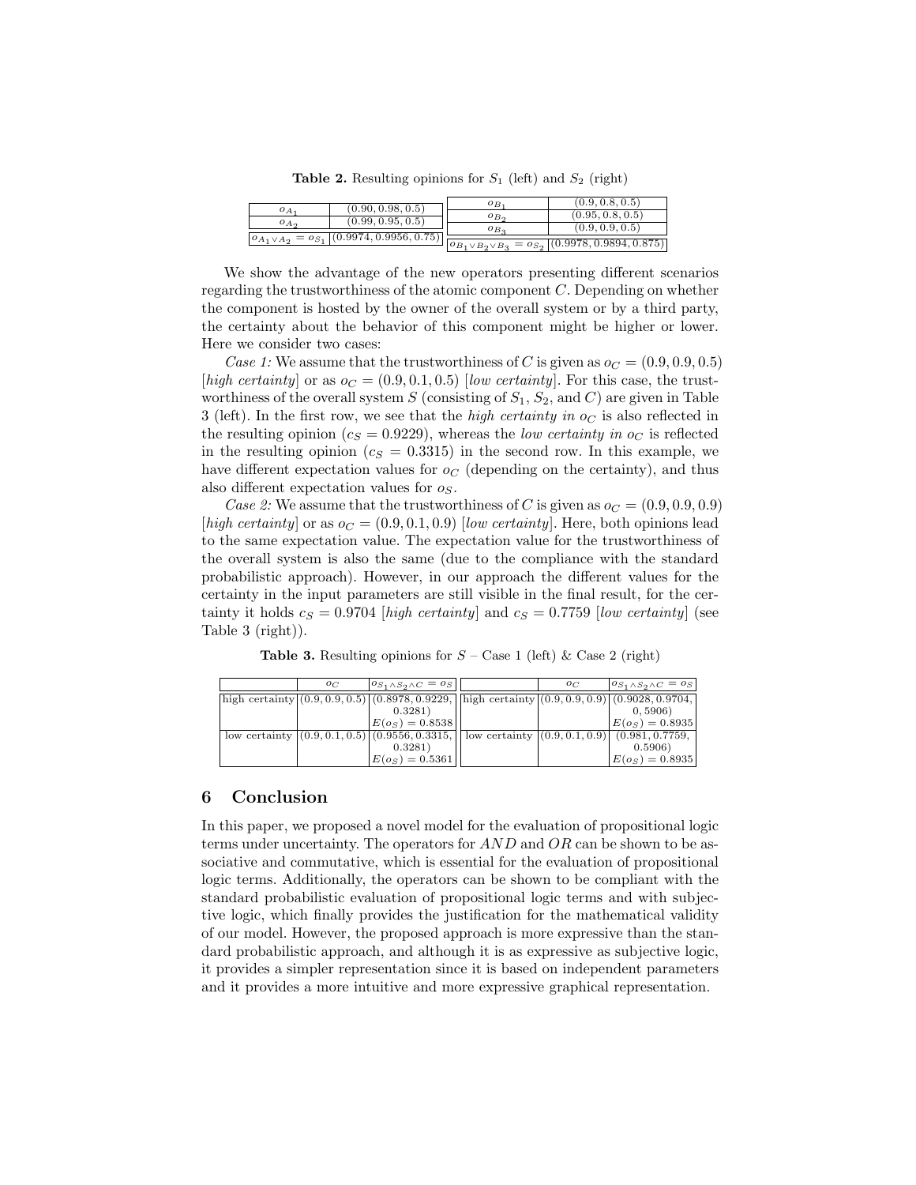**Table 2.** Resulting opinions for $S_1$ (left) and $S_2$ (right)

| | |
|---|---|
| $o_{A_1}$ | $(0.90, 0.98, 0.5)$ |
| $o_{A_2}$ | $(0.99, 0.95, 0.5)$ |
| $o_{A_1 \vee A_2} = o_{S_1}$ | $(0.9974, 0.9956, 0.75)$ |

| | |
|---|---|
| $o_{B_1}$ | $(0.9, 0.8, 0.5)$ |
| $o_{B_2}$ | $(0.95, 0.8, 0.5)$ |
| $o_{B_3}$ | $(0.9, 0.9, 0.5)$ |
| $o_{B_1 \vee B_2 \vee B_3} = o_{S_2}$ | $(0.9978, 0.9894, 0.875)$ |

We show the advantage of the new operators presenting different scenarios regarding the trustworthiness of the atomic component $C$. Depending on whether the component is hosted by the owner of the overall system or by a third party, the certainty about the behavior of this component might be higher or lower. Here we consider two cases:

*Case 1:* We assume that the trustworthiness of $C$ is given as $o_C = (0.9, 0.9, 0.5)$ [*high certainty*] or as $o_C = (0.9, 0.1, 0.5)$ [*low certainty*]. For this case, the trustworthiness of the overall system $S$ (consisting of $S_1$, $S_2$, and $C$) are given in Table 3 (left). In the first row, we see that the *high certainty in* $o_C$ is also reflected in the resulting opinion ($c_S = 0.9229$), whereas the *low certainty in* $o_C$ is reflected in the resulting opinion ($c_S = 0.3315$) in the second row. In this example, we have different expectation values for $o_C$ (depending on the certainty), and thus also different expectation values for $o_S$.

*Case 2:* We assume that the trustworthiness of $C$ is given as $o_C = (0.9, 0.9, 0.9)$ [*high certainty*] or as $o_C = (0.9, 0.1, 0.9)$ [*low certainty*]. Here, both opinions lead to the same expectation value. The expectation value for the trustworthiness of the overall system is also the same (due to the compliance with the standard probabilistic approach). However, in our approach the different values for the certainty in the input parameters are still visible in the final result, for the certainty it holds $c_S = 0.9704$ [*high certainty*] and $c_S = 0.7759$ [*low certainty*] (see Table 3 (right)).

**Table 3.** Resulting opinions for $S$ – Case 1 (left) & Case 2 (right)

| | $o_C$ | $o_{S_1 \wedge S_2 \wedge C} = o_S$ |
|---|---|---|
| high certainty | $(0.9, 0.9, 0.5)$ | $(0.8978, 0.9229, 0.3281)$ $E(o_S) = 0.8538$ |
| low certainty | $(0.9, 0.1, 0.5)$ | $(0.9556, 0.3315, 0.3281)$ $E(o_S) = 0.5361$ |

| | $o_C$ | $o_{S_1 \wedge S_2 \wedge C} = o_S$ |
|---|---|---|
| high certainty | $(0.9, 0.9, 0.9)$ | $(0.9028, 0.9704, 0, 5906)$ $E(o_S) = 0.8935$ |
| low certainty | $(0.9, 0.1, 0.9)$ | $(0.981, 0.7759, 0.5906)$ $E(o_S) = 0.8935$ |

## 6 Conclusion

In this paper, we proposed a novel model for the evaluation of propositional logic terms under uncertainty. The operators for $AND$ and $OR$ can be shown to be associative and commutative, which is essential for the evaluation of propositional logic terms. Additionally, the operators can be shown to be compliant with the standard probabilistic evaluation of propositional logic terms and with subjective logic, which finally provides the justification for the mathematical validity of our model. However, the proposed approach is more expressive than the standard probabilistic approach, and although it is as expressive as subjective logic, it provides a simpler representation since it is based on independent parameters and it provides a more intuitive and more expressive graphical representation.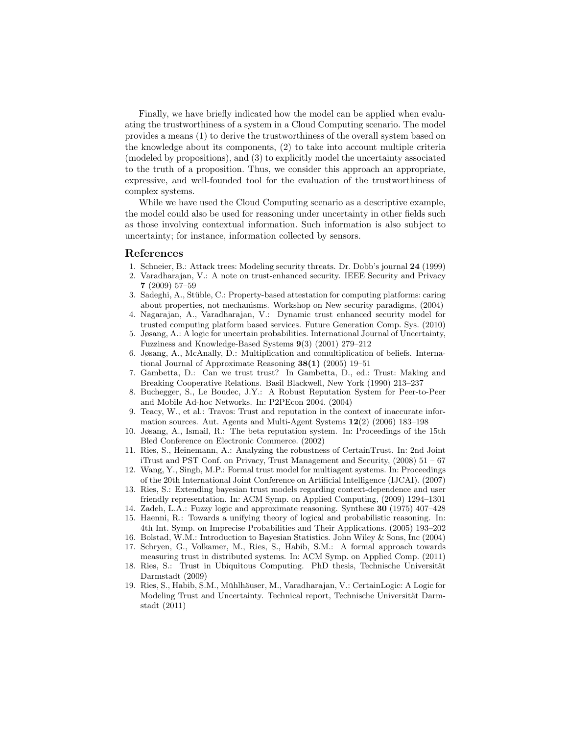Finally, we have briefly indicated how the model can be applied when evaluating the trustworthiness of a system in a Cloud Computing scenario. The model provides a means (1) to derive the trustworthiness of the overall system based on the knowledge about its components, (2) to take into account multiple criteria (modeled by propositions), and (3) to explicitly model the uncertainty associated to the truth of a proposition. Thus, we consider this approach an appropriate, expressive, and well-founded tool for the evaluation of the trustworthiness of complex systems.

While we have used the Cloud Computing scenario as a descriptive example, the model could also be used for reasoning under uncertainty in other fields such as those involving contextual information. Such information is also subject to uncertainty; for instance, information collected by sensors.

## References

1. Schneier, B.: Attack trees: Modeling security threats. Dr. Dobb's journal **24** (1999)
2. Varadharajan, V.: A note on trust-enhanced security. IEEE Security and Privacy **7** (2009) 57–59
3. Sadeghi, A., Stüble, C.: Property-based attestation for computing platforms: caring about properties, not mechanisms. Workshop on New security paradigms, (2004)
4. Nagarajan, A., Varadharajan, V.: Dynamic trust enhanced security model for trusted computing platform based services. Future Generation Comp. Sys. (2010)
5. Jøsang, A.: A logic for uncertain probabilities. International Journal of Uncertainty, Fuzziness and Knowledge-Based Systems **9**(3) (2001) 279–212
6. Jøsang, A., McAnally, D.: Multiplication and comultiplication of beliefs. International Journal of Approximate Reasoning **38(1)** (2005) 19–51
7. Gambetta, D.: Can we trust trust? In Gambetta, D., ed.: Trust: Making and Breaking Cooperative Relations. Basil Blackwell, New York (1990) 213–237
8. Buchegger, S., Le Boudec, J.Y.: A Robust Reputation System for Peer-to-Peer and Mobile Ad-hoc Networks. In: P2PEcon 2004. (2004)
9. Teacy, W., et al.: Travos: Trust and reputation in the context of inaccurate information sources. Aut. Agents and Multi-Agent Systems **12**(2) (2006) 183–198
10. Jøsang, A., Ismail, R.: The beta reputation system. In: Proceedings of the 15th Bled Conference on Electronic Commerce. (2002)
11. Ries, S., Heinemann, A.: Analyzing the robustness of CertainTrust. In: 2nd Joint iTrust and PST Conf. on Privacy, Trust Management and Security, (2008) 51 – 67
12. Wang, Y., Singh, M.P.: Formal trust model for multiagent systems. In: Proceedings of the 20th International Joint Conference on Artificial Intelligence (IJCAI). (2007)
13. Ries, S.: Extending bayesian trust models regarding context-dependence and user friendly representation. In: ACM Symp. on Applied Computing, (2009) 1294–1301
14. Zadeh, L.A.: Fuzzy logic and approximate reasoning. Synthese **30** (1975) 407–428
15. Haenni, R.: Towards a unifying theory of logical and probabilistic reasoning. In: 4th Int. Symp. on Imprecise Probabilities and Their Applications. (2005) 193–202
16. Bolstad, W.M.: Introduction to Bayesian Statistics. John Wiley & Sons, Inc (2004)
17. Schryen, G., Volkamer, M., Ries, S., Habib, S.M.: A formal approach towards measuring trust in distributed systems. In: ACM Symp. on Applied Comp. (2011)
18. Ries, S.: Trust in Ubiquitous Computing. PhD thesis, Technische Universität Darmstadt (2009)
19. Ries, S., Habib, S.M., Mühlhäuser, M., Varadharajan, V.: CertainLogic: A Logic for Modeling Trust and Uncertainty. Technical report, Technische Universität Darmstadt (2011)